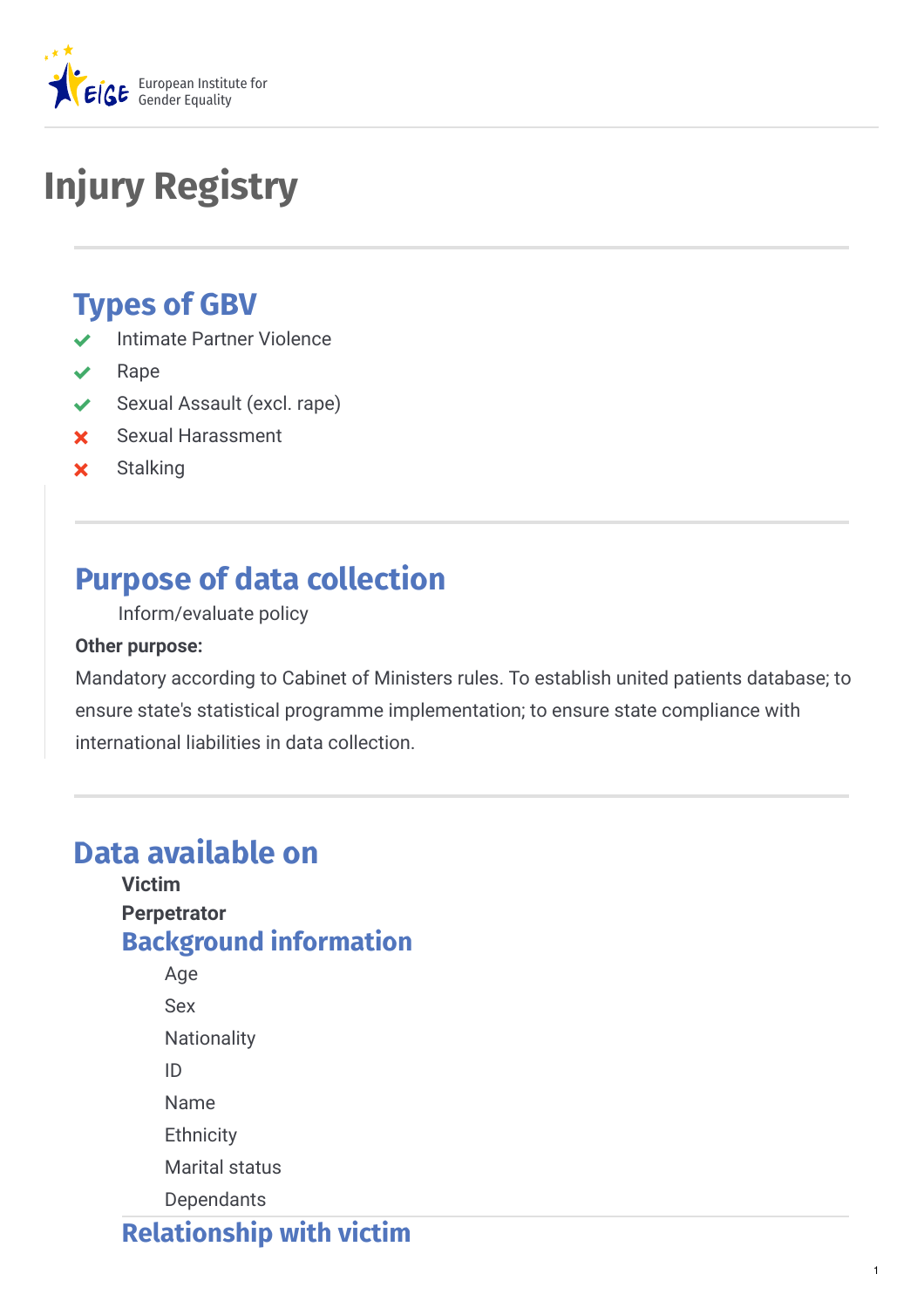# Injury Registry

## Types of GBV

- ✔ Intimate Partner Violence
- ✔ Rape
- ✔ Sexual Assault (excl. rape)
- ✘ Sexual Harassment
- ✘ Stalking

## Purpose of data collection

Inform/evaluate policy

**Other purpose:**

Mandatory according to Cabinet of Ministers rules. To establish united patients database; to ensure state's statistical programme implementation; to ensure state compliance with international liabilities in data collection.

## Data available on

**Victim**

**Perpetrator**

### Background information

- Age
- Sex
- Nationality
- ID
- Name
- Ethnicity
- Marital status
- Dependants

### Relationship with victim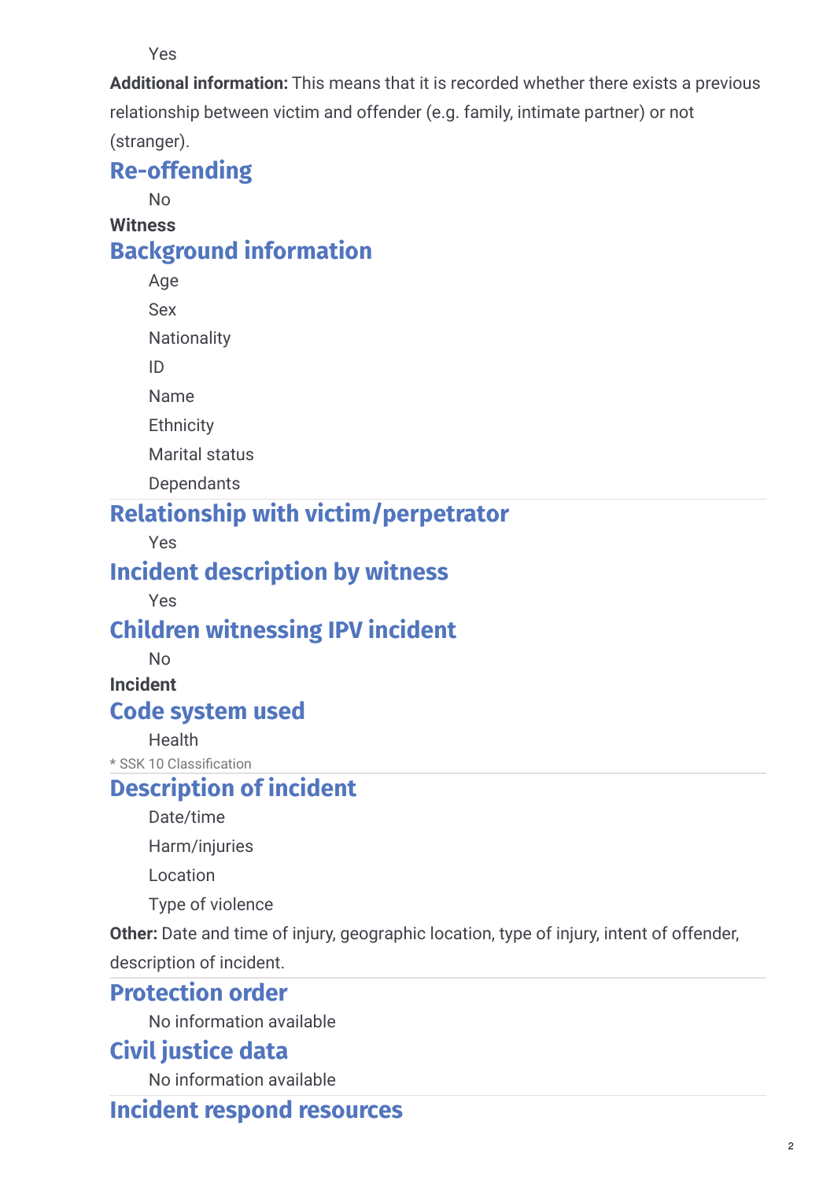Yes

**Additional information:** This means that it is recorded whether there exists a previous relationship between victim and offender (e.g. family, intimate partner) or not (stranger).

## Re-offending

No

**Witness**

## Background information

- Age
- Sex
- Nationality
- ID
- Name
- Ethnicity
- Marital status
- Dependants

## Relationship with victim/perpetrator

Yes

## Incident description by witness

Yes

## Children witnessing IPV incident

No

**Incident**

## Code system used

Health

* SSK 10 Classification

## Description of incident

- Date/time
- Harm/injuries
- Location
- Type of violence

**Other:** Date and time of injury, geographic location, type of injury, intent of offender, description of incident.

## Protection order

No information available

## Civil justice data

No information available

## Incident respond resources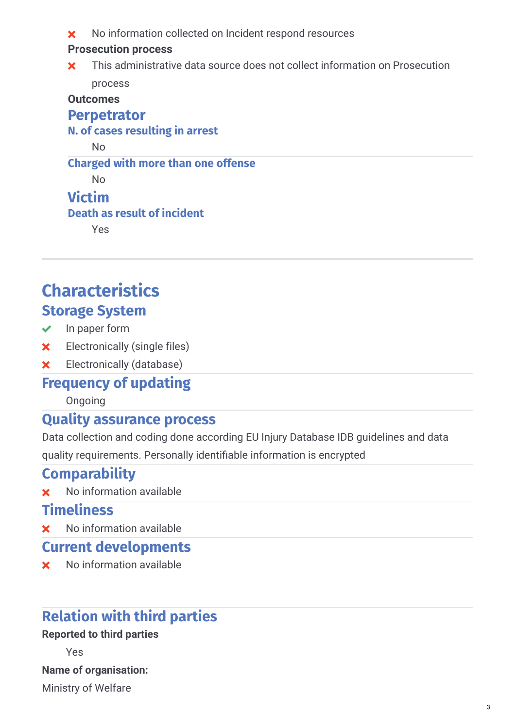- ✗ No information collected on Incident respond resources

**Prosecution process**

- ✗ This administrative data source does not collect information on Prosecution process

**Outcomes**

### Perpetrator

#### N. of cases resulting in arrest

No

#### Charged with more than one offense

No

### Victim

#### Death as result of incident

Yes

---

## Characteristics

### Storage System

- ✓ In paper form
- ✗ Electronically (single files)
- ✗ Electronically (database)

### Frequency of updating

Ongoing

### Quality assurance process

Data collection and coding done according EU Injury Database IDB guidelines and data quality requirements. Personally identifiable information is encrypted

### Comparability

- ✗ No information available

### Timeliness

- ✗ No information available

### Current developments

- ✗ No information available

## Relation with third parties

**Reported to third parties**

Yes

**Name of organisation:**

Ministry of Welfare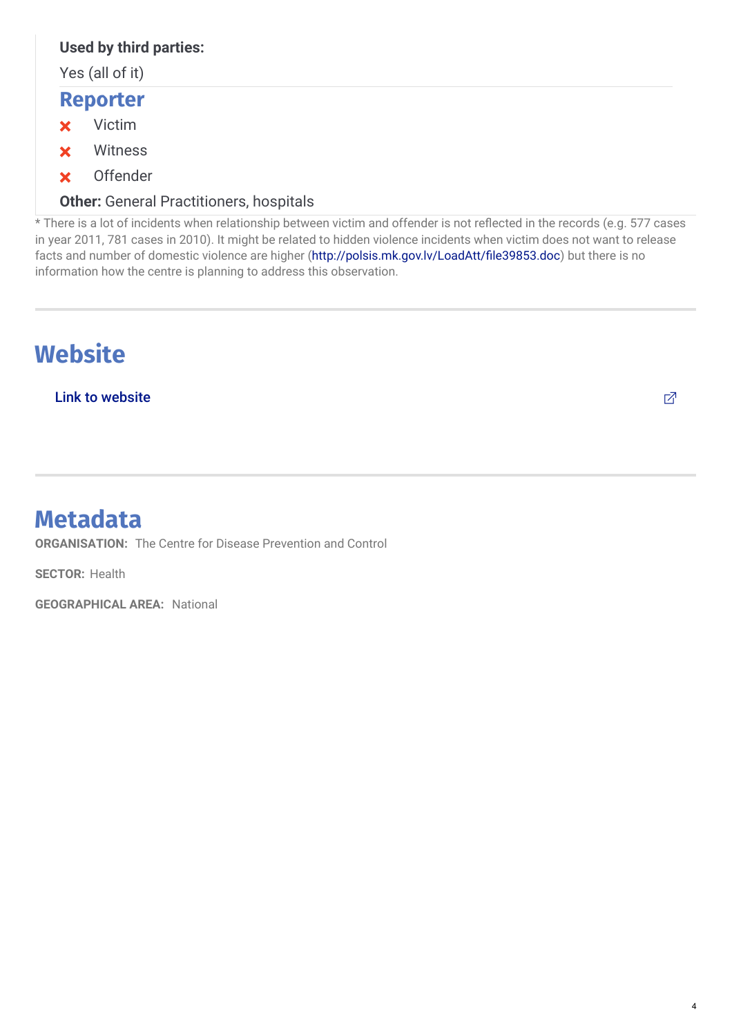**Used by third parties:**

Yes (all of it)

## Reporter

- ✗ Victim
- ✗ Witness
- ✗ Offender

**Other:** General Practitioners, hospitals

* There is a lot of incidents when relationship between victim and offender is not reflected in the records (e.g. 577 cases in year 2011, 781 cases in 2010). It might be related to hidden violence incidents when victim does not want to release facts and number of domestic violence are higher (http://polsis.mk.gov.lv/LoadAtt/file39853.doc) but there is no information how the centre is planning to address this observation.

# Website

Link to website

# Metadata

**ORGANISATION:** The Centre for Disease Prevention and Control

**SECTOR:** Health

**GEOGRAPHICAL AREA:** National